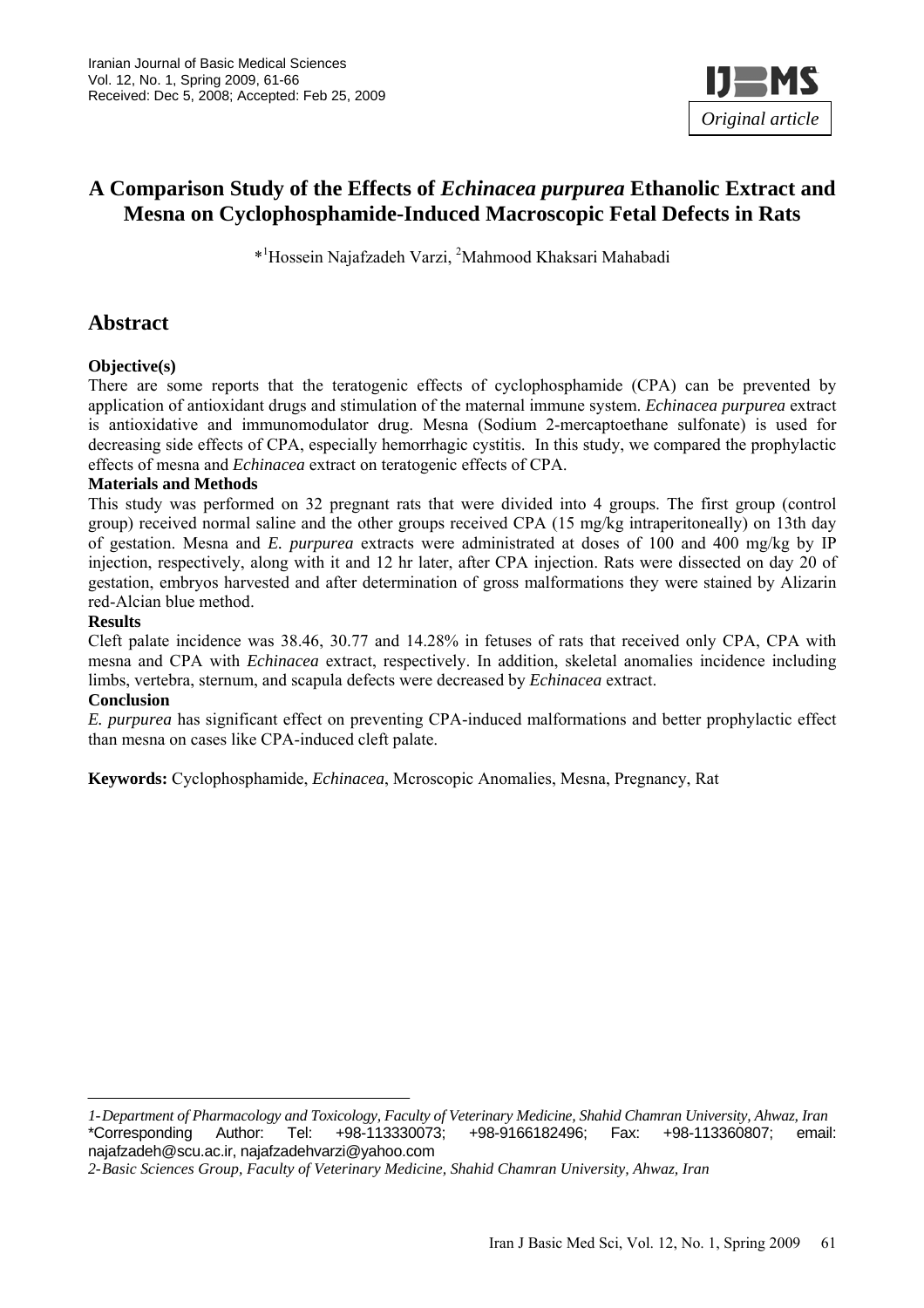# A Comparison Study of the Effects of *Echinacea purpurea* Ethanolic Extract and Mesna on Cyclophosphamide-Induced Macroscopic Fetal Defects in Rats

*[1]Hossein Najafzadeh Varzi, [2]Mahmood Khaksari Mahabadi

*Original article*

## Abstract

### Objective(s)

There are some reports that the teratogenic effects of cyclophosphamide (CPA) can be prevented by application of antioxidant drugs and stimulation of the maternal immune system. *Echinacea purpurea* extract is antioxidative and immunomodulator drug. Mesna (Sodium 2-mercaptoethane sulfonate) is used for decreasing side effects of CPA, especially hemorrhagic cystitis. In this study, we compared the prophylactic effects of mesna and *Echinacea* extract on teratogenic effects of CPA.

### Materials and Methods

This study was performed on 32 pregnant rats that were divided into 4 groups. The first group (control group) received normal saline and the other groups received CPA (15 mg/kg intraperitoneally) on 13th day of gestation. Mesna and *E. purpurea* extracts were administrated at doses of 100 and 400 mg/kg by IP injection, respectively, along with it and 12 hr later, after CPA injection. Rats were dissected on day 20 of gestation, embryos harvested and after determination of gross malformations they were stained by Alizarin red-Alcian blue method.

### Results

Cleft palate incidence was 38.46, 30.77 and 14.28% in fetuses of rats that received only CPA, CPA with mesna and CPA with *Echinacea* extract, respectively. In addition, skeletal anomalies incidence including limbs, vertebra, sternum, and scapula defects were decreased by *Echinacea* extract.

### Conclusion

*E. purpurea* has significant effect on preventing CPA-induced malformations and better prophylactic effect than mesna on cases like CPA-induced cleft palate.

**Keywords:** Cyclophosphamide, *Echinacea*, Mcroscopic Anomalies, Mesna, Pregnancy, Rat

---

*1- Department of Pharmacology and Toxicology, Faculty of Veterinary Medicine, Shahid Chamran University, Ahwaz, Iran*
*Corresponding Author: Tel: +98-113330073; +98-9166182496; Fax: +98-113360807; email: najafzadeh@scu.ac.ir, najafzadehvarzi@yahoo.com
*2- Basic Sciences Group, Faculty of Veterinary Medicine, Shahid Chamran University, Ahwaz, Iran*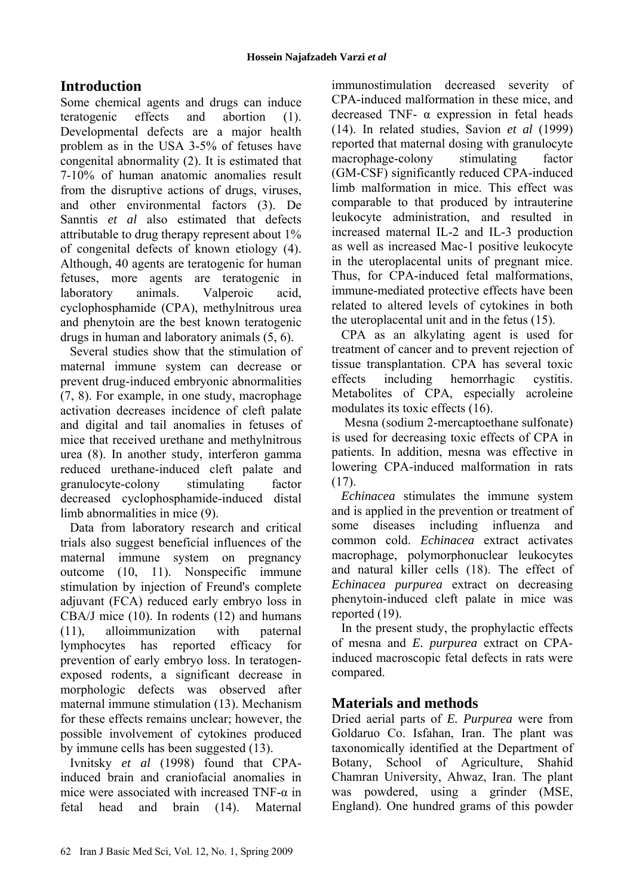## Introduction

Some chemical agents and drugs can induce teratogenic effects and abortion (1). Developmental defects are a major health problem as in the USA 3-5% of fetuses have congenital abnormality (2). It is estimated that 7-10% of human anatomic anomalies result from the disruptive actions of drugs, viruses, and other environmental factors (3). De Sanntis *et al* also estimated that defects attributable to drug therapy represent about 1% of congenital defects of known etiology (4). Although, 40 agents are teratogenic for human fetuses, more agents are teratogenic in laboratory animals. Valperoic acid, cyclophosphamide (CPA), methylnitrous urea and phenytoin are the best known teratogenic drugs in human and laboratory animals (5, 6).

Several studies show that the stimulation of maternal immune system can decrease or prevent drug-induced embryonic abnormalities (7, 8). For example, in one study, macrophage activation decreases incidence of cleft palate and digital and tail anomalies in fetuses of mice that received urethane and methylnitrous urea (8). In another study, interferon gamma reduced urethane-induced cleft palate and granulocyte-colony stimulating factor decreased cyclophosphamide-induced distal limb abnormalities in mice (9).

Data from laboratory research and critical trials also suggest beneficial influences of the maternal immune system on pregnancy outcome (10, 11). Nonspecific immune stimulation by injection of Freund's complete adjuvant (FCA) reduced early embryo loss in CBA/J mice (10). In rodents (12) and humans (11), alloimmunization with paternal lymphocytes has reported efficacy for prevention of early embryo loss. In teratogen-exposed rodents, a significant decrease in morphologic defects was observed after maternal immune stimulation (13). Mechanism for these effects remains unclear; however, the possible involvement of cytokines produced by immune cells has been suggested (13).

Ivnitsky *et al* (1998) found that CPA-induced brain and craniofacial anomalies in mice were associated with increased TNF-α in fetal head and brain (14). Maternal immunostimulation decreased severity of CPA-induced malformation in these mice, and decreased TNF- α expression in fetal heads (14). In related studies, Savion *et al* (1999) reported that maternal dosing with granulocyte macrophage-colony stimulating factor (GM-CSF) significantly reduced CPA-induced limb malformation in mice. This effect was comparable to that produced by intrauterine leukocyte administration, and resulted in increased maternal IL-2 and IL-3 production as well as increased Mac-1 positive leukocyte in the uteroplacental units of pregnant mice. Thus, for CPA-induced fetal malformations, immune-mediated protective effects have been related to altered levels of cytokines in both the uteroplacental unit and in the fetus (15).

CPA as an alkylating agent is used for treatment of cancer and to prevent rejection of tissue transplantation. CPA has several toxic effects including hemorrhagic cystitis. Metabolites of CPA, especially acroleine modulates its toxic effects (16).

Mesna (sodium 2-mercaptoethane sulfonate) is used for decreasing toxic effects of CPA in patients. In addition, mesna was effective in lowering CPA-induced malformation in rats (17).

*Echinacea* stimulates the immune system and is applied in the prevention or treatment of some diseases including influenza and common cold. *Echinacea* extract activates macrophage, polymorphonuclear leukocytes and natural killer cells (18). The effect of *Echinacea purpurea* extract on decreasing phenytoin-induced cleft palate in mice was reported (19).

In the present study, the prophylactic effects of mesna and *E. purpurea* extract on CPA-induced macroscopic fetal defects in rats were compared.

## Materials and methods

Dried aerial parts of *E. Purpurea* were from Goldaruo Co. Isfahan, Iran. The plant was taxonomically identified at the Department of Botany, School of Agriculture, Shahid Chamran University, Ahwaz, Iran. The plant was powdered, using a grinder (MSE, England). One hundred grams of this powder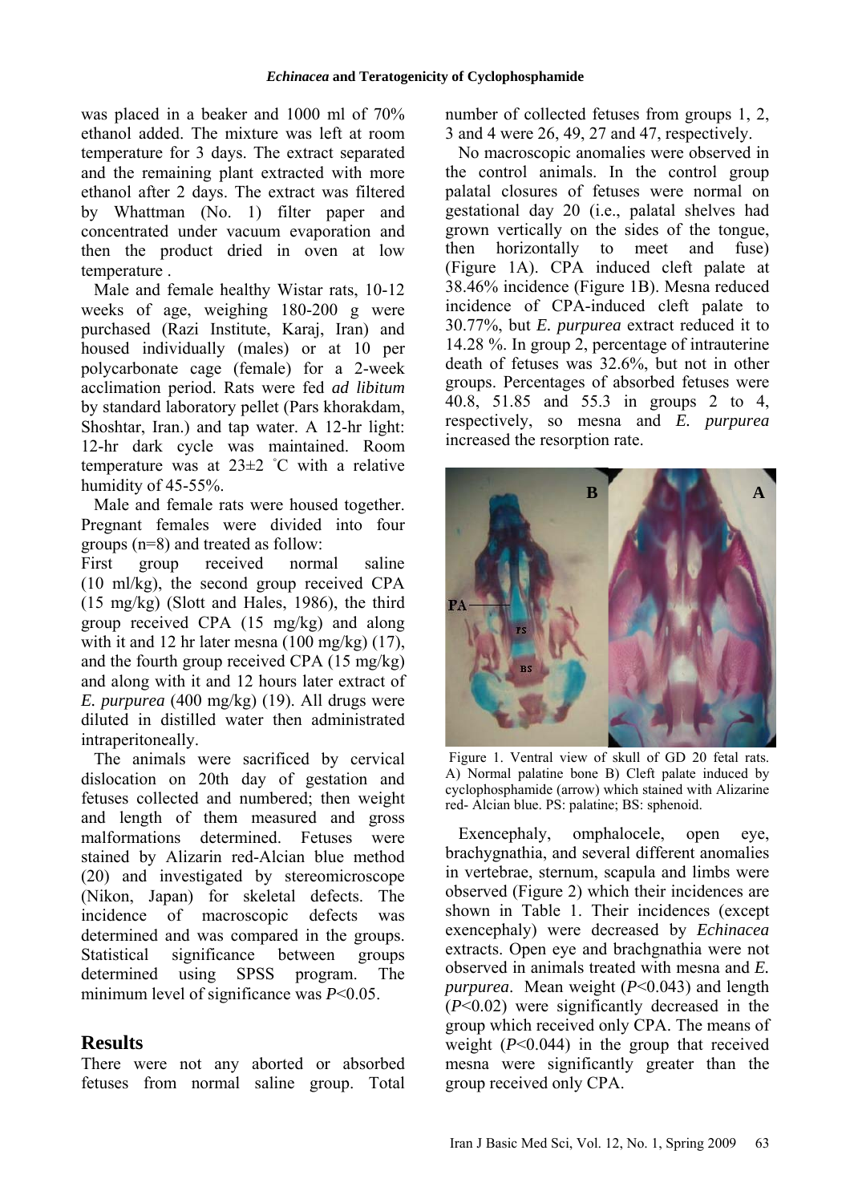was placed in a beaker and 1000 ml of 70% ethanol added. The mixture was left at room temperature for 3 days. The extract separated and the remaining plant extracted with more ethanol after 2 days. The extract was filtered by Whattman (No. 1) filter paper and concentrated under vacuum evaporation and then the product dried in oven at low temperature .

Male and female healthy Wistar rats, 10-12 weeks of age, weighing 180-200 g were purchased (Razi Institute, Karaj, Iran) and housed individually (males) or at 10 per polycarbonate cage (female) for a 2-week acclimation period. Rats were fed *ad libitum* by standard laboratory pellet (Pars khorakdam, Shoshtar, Iran.) and tap water. A 12-hr light: 12-hr dark cycle was maintained. Room temperature was at 23±2 ˚C with a relative humidity of 45-55%.

Male and female rats were housed together. Pregnant females were divided into four groups (n=8) and treated as follow:

First group received normal saline (10 ml/kg), the second group received CPA (15 mg/kg) (Slott and Hales, 1986), the third group received CPA (15 mg/kg) and along with it and 12 hr later mesna (100 mg/kg) (17), and the fourth group received CPA (15 mg/kg) and along with it and 12 hours later extract of *E. purpurea* (400 mg/kg) (19). All drugs were diluted in distilled water then administrated intraperitoneally.

The animals were sacrificed by cervical dislocation on 20th day of gestation and fetuses collected and numbered; then weight and length of them measured and gross malformations determined. Fetuses were stained by Alizarin red-Alcian blue method (20) and investigated by stereomicroscope (Nikon, Japan) for skeletal defects. The incidence of macroscopic defects was determined and was compared in the groups. Statistical significance between groups determined using SPSS program. The minimum level of significance was $P<0.05$.

## Results

There were not any aborted or absorbed fetuses from normal saline group. Total number of collected fetuses from groups 1, 2, 3 and 4 were 26, 49, 27 and 47, respectively.

No macroscopic anomalies were observed in the control animals. In the control group palatal closures of fetuses were normal on gestational day 20 (i.e., palatal shelves had grown vertically on the sides of the tongue, then horizontally to meet and fuse) (Figure 1A). CPA induced cleft palate at 38.46% incidence (Figure 1B). Mesna reduced incidence of CPA-induced cleft palate to 30.77%, but *E. purpurea* extract reduced it to 14.28 %. In group 2, percentage of intrauterine death of fetuses was 32.6%, but not in other groups. Percentages of absorbed fetuses were 40.8, 51.85 and 55.3 in groups 2 to 4, respectively, so mesna and *E. purpurea* increased the resorption rate.

Figure 1. Ventral view of skull of GD 20 fetal rats. A) Normal palatine bone B) Cleft palate induced by cyclophosphamide (arrow) which stained with Alizarine red- Alcian blue. PS: palatine; BS: sphenoid.

Exencephaly, omphalocele, open eye, brachygnathia, and several different anomalies in vertebrae, sternum, scapula and limbs were observed (Figure 2) which their incidences are shown in Table 1. Their incidences (except exencephaly) were decreased by *Echinacea* extracts. Open eye and brachgnathia were not observed in animals treated with mesna and *E. purpurea*. Mean weight ($P<0.043$) and length ($P<0.02$) were significantly decreased in the group which received only CPA. The means of weight ($P<0.044$) in the group that received mesna were significantly greater than the group received only CPA.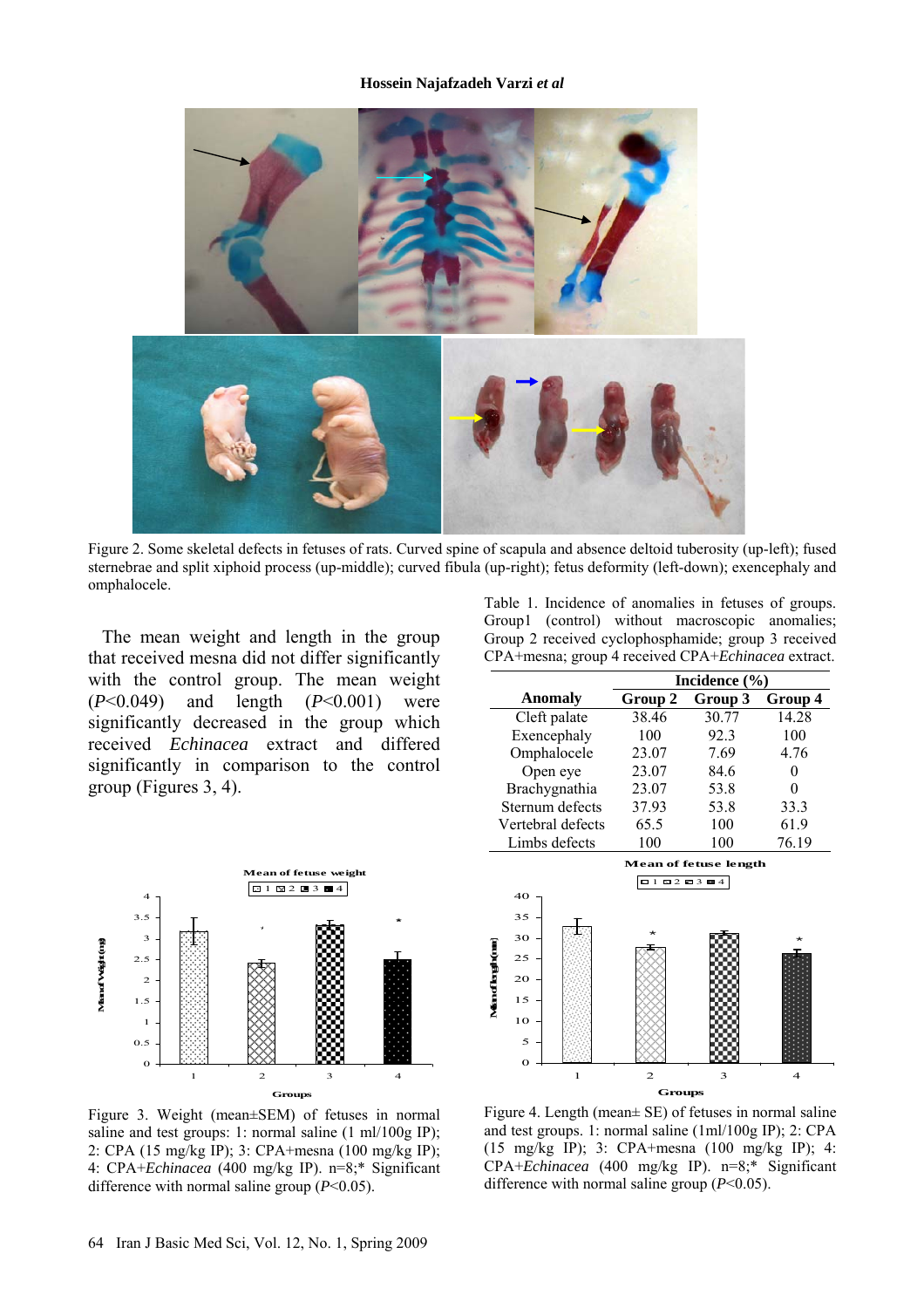Figure 2. Some skeletal defects in fetuses of rats. Curved spine of scapula and absence deltoid tuberosity (up-left); fused sternebrae and split xiphoid process (up-middle); curved fibula (up-right); fetus deformity (left-down); exencephaly and omphalocele.

The mean weight and length in the group that received mesna did not differ significantly with the control group. The mean weight ($P$<0.049) and length ($P$<0.001) were significantly decreased in the group which received *Echinacea* extract and differed significantly in comparison to the control group (Figures 3, 4).

Table 1. Incidence of anomalies in fetuses of groups. Group1 (control) without macroscopic anomalies; Group 2 received cyclophosphamide; group 3 received CPA+mesna; group 4 received CPA+*Echinacea* extract.

| Anomaly | Incidence (%) | | |
|---|---|---|---|
| | **Group 2** | **Group 3** | **Group 4** |
| Cleft palate | 38.46 | 30.77 | 14.28 |
| Exencephaly | 100 | 92.3 | 100 |
| Omphalocele | 23.07 | 7.69 | 4.76 |
| Open eye | 23.07 | 84.6 | 0 |
| Brachygnathia | 23.07 | 53.8 | 0 |
| Sternum defects | 37.93 | 53.8 | 33.3 |
| Vertebral defects | 65.5 | 100 | 61.9 |
| Limbs defects | 100 | 100 | 76.19 |

Figure 3. Weight (mean±SEM) of fetuses in normal saline and test groups: 1: normal saline (1 ml/100g IP); 2: CPA (15 mg/kg IP); 3: CPA+mesna (100 mg/kg IP); 4: CPA+*Echinacea* (400 mg/kg IP). n=8;* Significant difference with normal saline group ($P$<0.05).

Figure 4. Length (mean± SE) of fetuses in normal saline and test groups. 1: normal saline (1ml/100g IP); 2: CPA (15 mg/kg IP); 3: CPA+mesna (100 mg/kg IP); 4: CPA+*Echinacea* (400 mg/kg IP). n=8;* Significant difference with normal saline group ($P$<0.05).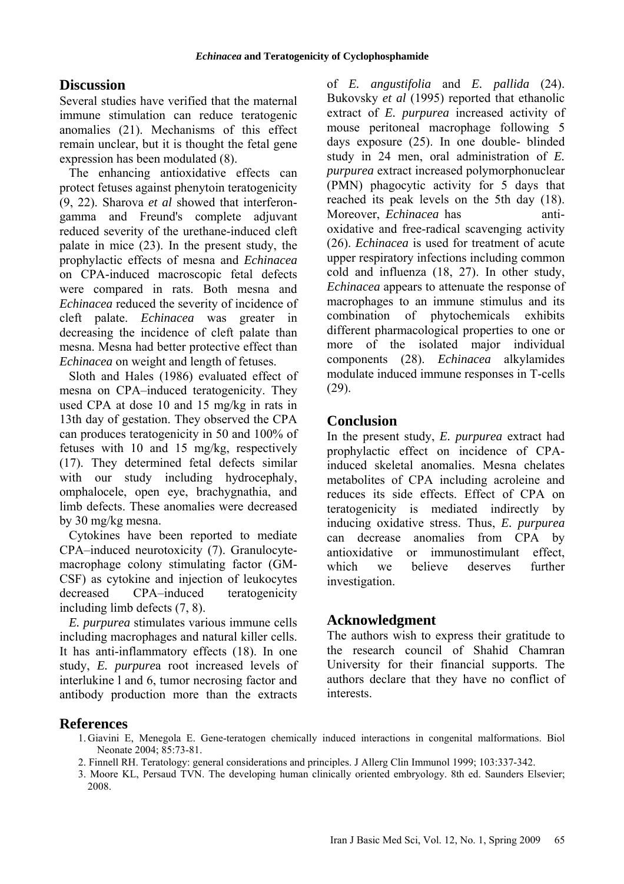## Discussion

Several studies have verified that the maternal immune stimulation can reduce teratogenic anomalies (21). Mechanisms of this effect remain unclear, but it is thought the fetal gene expression has been modulated (8).

The enhancing antioxidative effects can protect fetuses against phenytoin teratogenicity (9, 22). Sharova *et al* showed that interferon-gamma and Freund's complete adjuvant reduced severity of the urethane-induced cleft palate in mice (23). In the present study, the prophylactic effects of mesna and *Echinacea* on CPA-induced macroscopic fetal defects were compared in rats. Both mesna and *Echinacea* reduced the severity of incidence of cleft palate. *Echinacea* was greater in decreasing the incidence of cleft palate than mesna. Mesna had better protective effect than *Echinacea* on weight and length of fetuses.

Sloth and Hales (1986) evaluated effect of mesna on CPA–induced teratogenicity. They used CPA at dose 10 and 15 mg/kg in rats in 13th day of gestation. They observed the CPA can produces teratogenicity in 50 and 100% of fetuses with 10 and 15 mg/kg, respectively (17). They determined fetal defects similar with our study including hydrocephaly, omphalocele, open eye, brachygnathia, and limb defects. These anomalies were decreased by 30 mg/kg mesna.

Cytokines have been reported to mediate CPA–induced neurotoxicity (7). Granulocyte-macrophage colony stimulating factor (GM-CSF) as cytokine and injection of leukocytes decreased CPA–induced teratogenicity including limb defects (7, 8).

*E. purpurea* stimulates various immune cells including macrophages and natural killer cells. It has anti-inflammatory effects (18). In one study, *E. purpurea* root increased levels of interlukine l and 6, tumor necrosing factor and antibody production more than the extracts of *E. angustifolia* and *E. pallida* (24). Bukovsky *et al* (1995) reported that ethanolic extract of *E. purpurea* increased activity of mouse peritoneal macrophage following 5 days exposure (25). In one double- blinded study in 24 men, oral administration of *E. purpurea* extract increased polymorphonuclear (PMN) phagocytic activity for 5 days that reached its peak levels on the 5th day (18). Moreover, *Echinacea* has anti-oxidative and free-radical scavenging activity (26). *Echinacea* is used for treatment of acute upper respiratory infections including common cold and influenza (18, 27). In other study, *Echinacea* appears to attenuate the response of macrophages to an immune stimulus and its combination of phytochemicals exhibits different pharmacological properties to one or more of the isolated major individual components (28). *Echinacea* alkylamides modulate induced immune responses in T-cells (29).

## Conclusion

In the present study, *E. purpurea* extract had prophylactic effect on incidence of CPA-induced skeletal anomalies. Mesna chelates metabolites of CPA including acroleine and reduces its side effects. Effect of CPA on teratogenicity is mediated indirectly by inducing oxidative stress. Thus, *E. purpurea* can decrease anomalies from CPA by antioxidative or immunostimulant effect, which we believe deserves further investigation.

## Acknowledgment

The authors wish to express their gratitude to the research council of Shahid Chamran University for their financial supports. The authors declare that they have no conflict of interests.

## References

1. Giavini E, Menegola E. Gene-teratogen chemically induced interactions in congenital malformations. Biol Neonate 2004; 85:73-81.
2. Finnell RH. Teratology: general considerations and principles. J Allerg Clin Immunol 1999; 103:337-342.
3. Moore KL, Persaud TVN. The developing human clinically oriented embryology. 8th ed. Saunders Elsevier; 2008.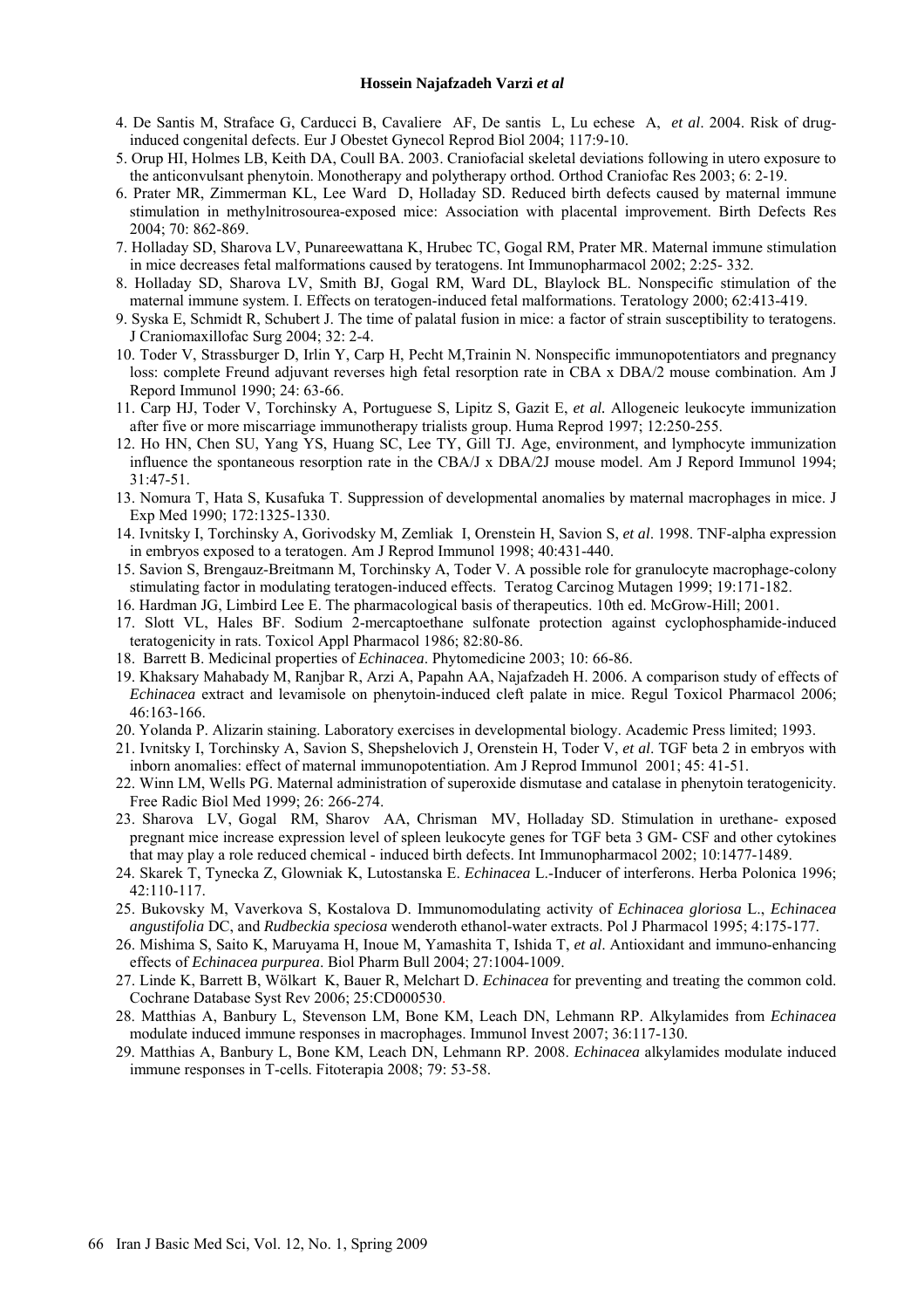4. De Santis M, Straface G, Carducci B, Cavaliere AF, De santis L, Lu echese A, *et al*. 2004. Risk of drug-induced congenital defects. Eur J Obestet Gynecol Reprod Biol 2004; 117:9-10.
5. Orup HI, Holmes LB, Keith DA, Coull BA. 2003. Craniofacial skeletal deviations following in utero exposure to the anticonvulsant phenytoin. Monotherapy and polytherapy orthod. Orthod Craniofac Res 2003; 6: 2-19.
6. Prater MR, Zimmerman KL, Lee Ward D, Holladay SD. Reduced birth defects caused by maternal immune stimulation in methylnitrosourea-exposed mice: Association with placental improvement. Birth Defects Res 2004; 70: 862-869.
7. Holladay SD, Sharova LV, Punareewattana K, Hrubec TC, Gogal RM, Prater MR. Maternal immune stimulation in mice decreases fetal malformations caused by teratogens. Int Immunopharmacol 2002; 2:25- 332.
8. Holladay SD, Sharova LV, Smith BJ, Gogal RM, Ward DL, Blaylock BL. Nonspecific stimulation of the maternal immune system. I. Effects on teratogen-induced fetal malformations. Teratology 2000; 62:413-419.
9. Syska E, Schmidt R, Schubert J. The time of palatal fusion in mice: a factor of strain susceptibility to teratogens. J Craniomaxillofac Surg 2004; 32: 2-4.
10. Toder V, Strassburger D, Irlin Y, Carp H, Pecht M,Trainin N. Nonspecific immunopotentiators and pregnancy loss: complete Freund adjuvant reverses high fetal resorption rate in CBA x DBA/2 mouse combination. Am J Repord Immunol 1990; 24: 63-66.
11. Carp HJ, Toder V, Torchinsky A, Portuguese S, Lipitz S, Gazit E, *et al.* Allogeneic leukocyte immunization after five or more miscarriage immunotherapy trialists group. Huma Reprod 1997; 12:250-255.
12. Ho HN, Chen SU, Yang YS, Huang SC, Lee TY, Gill TJ. Age, environment, and lymphocyte immunization influence the spontaneous resorption rate in the CBA/J x DBA/2J mouse model. Am J Repord Immunol 1994; 31:47-51.
13. Nomura T, Hata S, Kusafuka T. Suppression of developmental anomalies by maternal macrophages in mice. J Exp Med 1990; 172:1325-1330.
14. Ivnitsky I, Torchinsky A, Gorivodsky M, Zemliak I, Orenstein H, Savion S, *et al*. 1998. TNF-alpha expression in embryos exposed to a teratogen. Am J Reprod Immunol 1998; 40:431-440.
15. Savion S, Brengauz-Breitmann M, Torchinsky A, Toder V. A possible role for granulocyte macrophage-colony stimulating factor in modulating teratogen-induced effects. Teratog Carcinog Mutagen 1999; 19:171-182.
16. Hardman JG, Limbird Lee E. The pharmacological basis of therapeutics. 10th ed. McGrow-Hill; 2001.
17. Slott VL, Hales BF. Sodium 2-mercaptoethane sulfonate protection against cyclophosphamide-induced teratogenicity in rats. Toxicol Appl Pharmacol 1986; 82:80-86.
18. Barrett B. Medicinal properties of *Echinacea*. Phytomedicine 2003; 10: 66-86.
19. Khaksary Mahabady M, Ranjbar R, Arzi A, Papahn AA, Najafzadeh H. 2006. A comparison study of effects of *Echinacea* extract and levamisole on phenytoin-induced cleft palate in mice. Regul Toxicol Pharmacol 2006; 46:163-166.
20. Yolanda P. Alizarin staining. Laboratory exercises in developmental biology. Academic Press limited; 1993.
21. Ivnitsky I, Torchinsky A, Savion S, Shepshelovich J, Orenstein H, Toder V, *et al*. TGF beta 2 in embryos with inborn anomalies: effect of maternal immunopotentiation. Am J Reprod Immunol 2001; 45: 41-51.
22. Winn LM, Wells PG. Maternal administration of superoxide dismutase and catalase in phenytoin teratogenicity. Free Radic Biol Med 1999; 26: 266-274.
23. Sharova LV, Gogal RM, Sharov AA, Chrisman MV, Holladay SD. Stimulation in urethane- exposed pregnant mice increase expression level of spleen leukocyte genes for TGF beta 3 GM- CSF and other cytokines that may play a role reduced chemical - induced birth defects. Int Immunopharmacol 2002; 10:1477-1489.
24. Skarek T, Tynecka Z, Glowniak K, Lutostanska E. *Echinacea* L.-Inducer of interferons. Herba Polonica 1996; 42:110-117.
25. Bukovsky M, Vaverkova S, Kostalova D. Immunomodulating activity of *Echinacea gloriosa* L., *Echinacea angustifolia* DC, and *Rudbeckia speciosa* wenderoth ethanol-water extracts. Pol J Pharmacol 1995; 4:175-177.
26. Mishima S, Saito K, Maruyama H, Inoue M, Yamashita T, Ishida T, *et al*. Antioxidant and immuno-enhancing effects of *Echinacea purpurea*. Biol Pharm Bull 2004; 27:1004-1009.
27. Linde K, Barrett B, Wölkart K, Bauer R, Melchart D. *Echinacea* for preventing and treating the common cold. Cochrane Database Syst Rev 2006; 25:CD000530.
28. Matthias A, Banbury L, Stevenson LM, Bone KM, Leach DN, Lehmann RP. Alkylamides from *Echinacea* modulate induced immune responses in macrophages. Immunol Invest 2007; 36:117-130.
29. Matthias A, Banbury L, Bone KM, Leach DN, Lehmann RP. 2008. *Echinacea* alkylamides modulate induced immune responses in T-cells. Fitoterapia 2008; 79: 53-58.